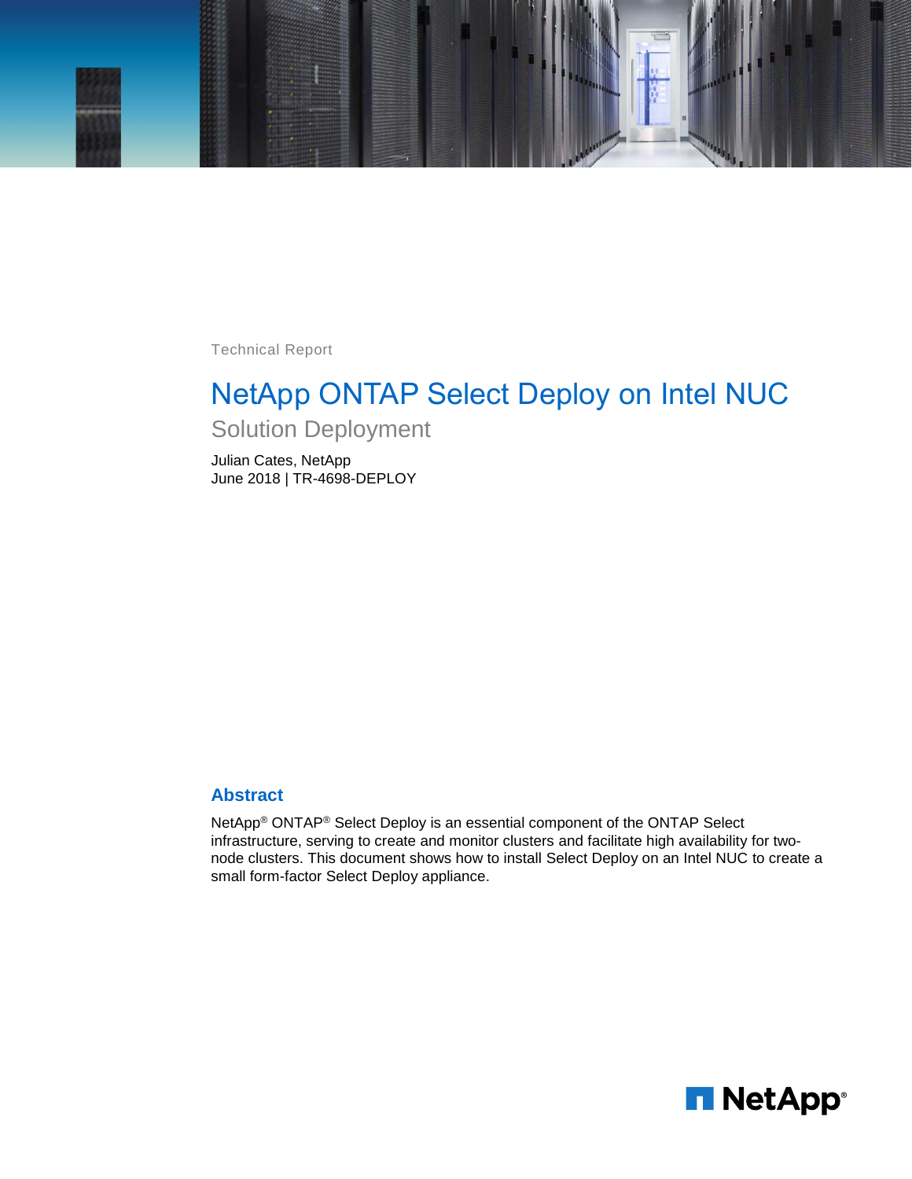Technical Report

# NetApp ONTAP Select Deploy on Intel NUC

## Solution Deployment

Julian Cates, NetApp
June 2018 | TR-4698-DEPLOY

## Abstract

NetApp® ONTAP® Select Deploy is an essential component of the ONTAP Select infrastructure, serving to create and monitor clusters and facilitate high availability for two-node clusters. This document shows how to install Select Deploy on an Intel NUC to create a small form-factor Select Deploy appliance.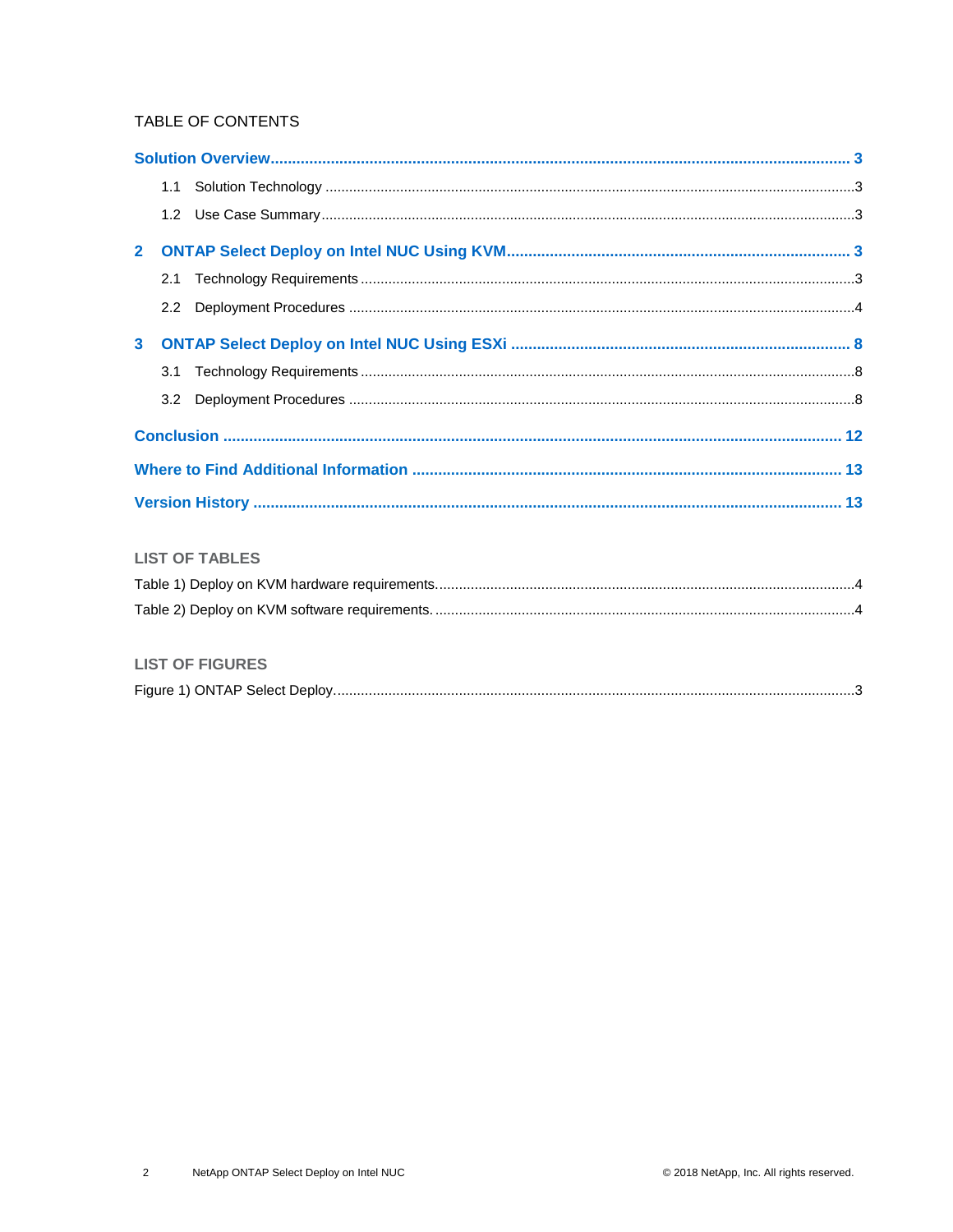TABLE OF CONTENTS

**Solution Overview** ..... **3**

- 1.1 Solution Technology ..... 3
- 1.2 Use Case Summary ..... 3

**2 ONTAP Select Deploy on Intel NUC Using KVM** ..... **3**

- 2.1 Technology Requirements ..... 3
- 2.2 Deployment Procedures ..... 4

**3 ONTAP Select Deploy on Intel NUC Using ESXi** ..... **8**

- 3.1 Technology Requirements ..... 8
- 3.2 Deployment Procedures ..... 8

**Conclusion** ..... **12**

**Where to Find Additional Information** ..... **13**

**Version History** ..... **13**

LIST OF TABLES

Table 1) Deploy on KVM hardware requirements. ..... 4

Table 2) Deploy on KVM software requirements. ..... 4

LIST OF FIGURES

Figure 1) ONTAP Select Deploy. ..... 3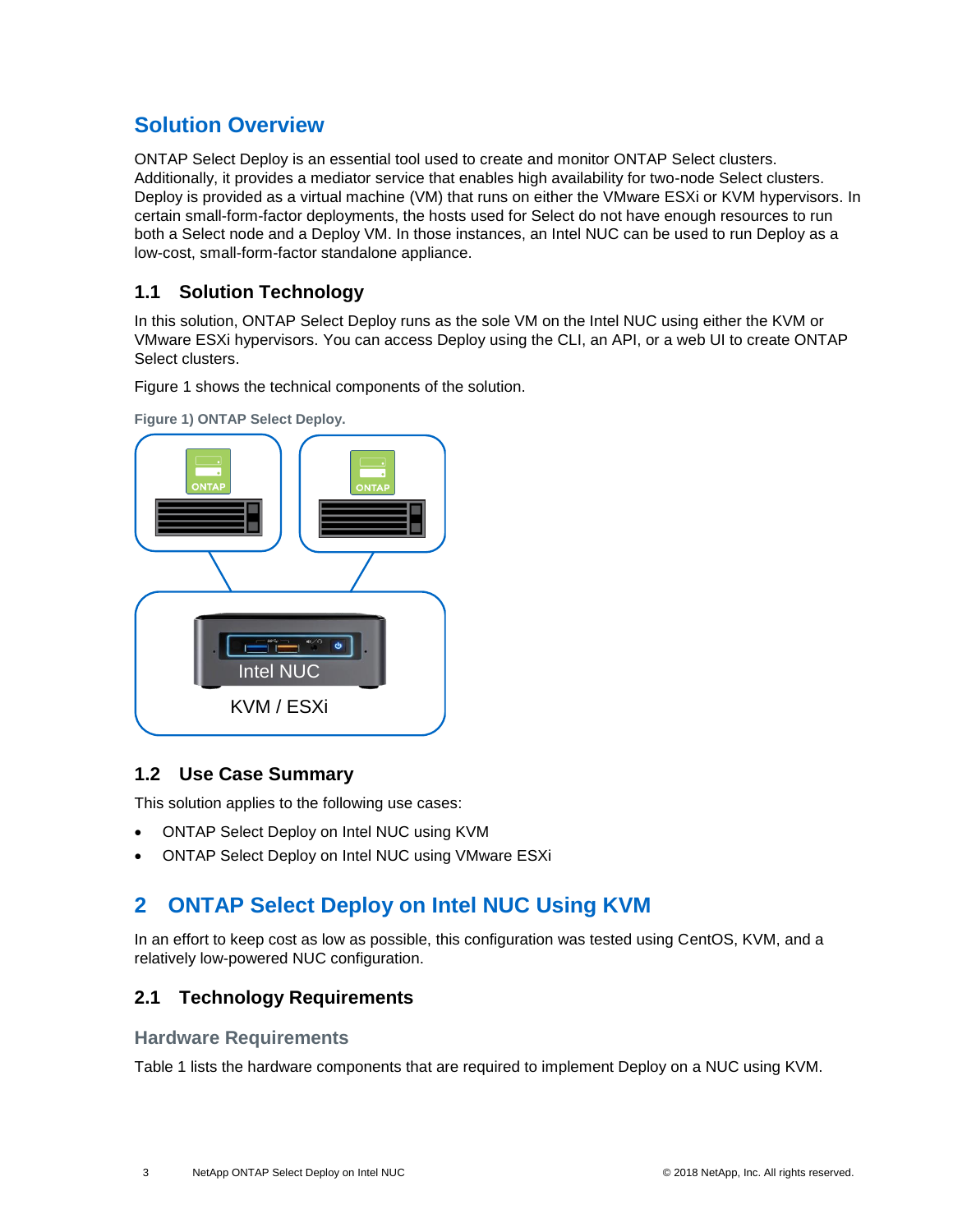# Solution Overview

ONTAP Select Deploy is an essential tool used to create and monitor ONTAP Select clusters. Additionally, it provides a mediator service that enables high availability for two-node Select clusters. Deploy is provided as a virtual machine (VM) that runs on either the VMware ESXi or KVM hypervisors. In certain small-form-factor deployments, the hosts used for Select do not have enough resources to run both a Select node and a Deploy VM. In those instances, an Intel NUC can be used to run Deploy as a low-cost, small-form-factor standalone appliance.

## 1.1 Solution Technology

In this solution, ONTAP Select Deploy runs as the sole VM on the Intel NUC using either the KVM or VMware ESXi hypervisors. You can access Deploy using the CLI, an API, or a web UI to create ONTAP Select clusters.

Figure 1 shows the technical components of the solution.

**Figure 1) ONTAP Select Deploy.**

## 1.2 Use Case Summary

This solution applies to the following use cases:

- ONTAP Select Deploy on Intel NUC using KVM
- ONTAP Select Deploy on Intel NUC using VMware ESXi

# 2 ONTAP Select Deploy on Intel NUC Using KVM

In an effort to keep cost as low as possible, this configuration was tested using CentOS, KVM, and a relatively low-powered NUC configuration.

## 2.1 Technology Requirements

### Hardware Requirements

Table 1 lists the hardware components that are required to implement Deploy on a NUC using KVM.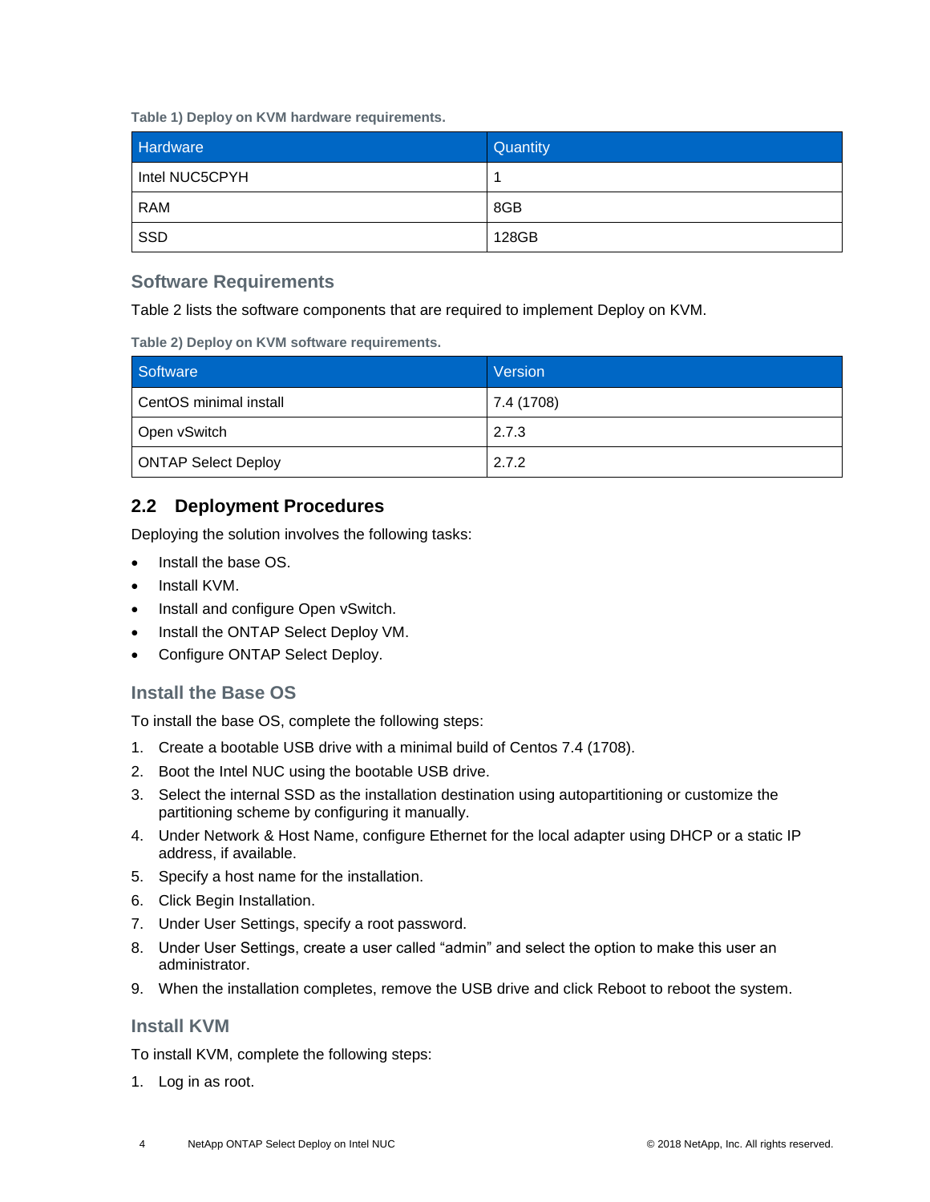**Table 1) Deploy on KVM hardware requirements.**

| Hardware | Quantity |
| --- | --- |
| Intel NUC5CPYH | 1 |
| RAM | 8GB |
| SSD | 128GB |

### Software Requirements

Table 2 lists the software components that are required to implement Deploy on KVM.

**Table 2) Deploy on KVM software requirements.**

| Software | Version |
| --- | --- |
| CentOS minimal install | 7.4 (1708) |
| Open vSwitch | 2.7.3 |
| ONTAP Select Deploy | 2.7.2 |

## 2.2 Deployment Procedures

Deploying the solution involves the following tasks:

- Install the base OS.
- Install KVM.
- Install and configure Open vSwitch.
- Install the ONTAP Select Deploy VM.
- Configure ONTAP Select Deploy.

### Install the Base OS

To install the base OS, complete the following steps:

1. Create a bootable USB drive with a minimal build of Centos 7.4 (1708).
2. Boot the Intel NUC using the bootable USB drive.
3. Select the internal SSD as the installation destination using autopartitioning or customize the partitioning scheme by configuring it manually.
4. Under Network & Host Name, configure Ethernet for the local adapter using DHCP or a static IP address, if available.
5. Specify a host name for the installation.
6. Click Begin Installation.
7. Under User Settings, specify a root password.
8. Under User Settings, create a user called “admin” and select the option to make this user an administrator.
9. When the installation completes, remove the USB drive and click Reboot to reboot the system.

### Install KVM

To install KVM, complete the following steps:

1. Log in as root.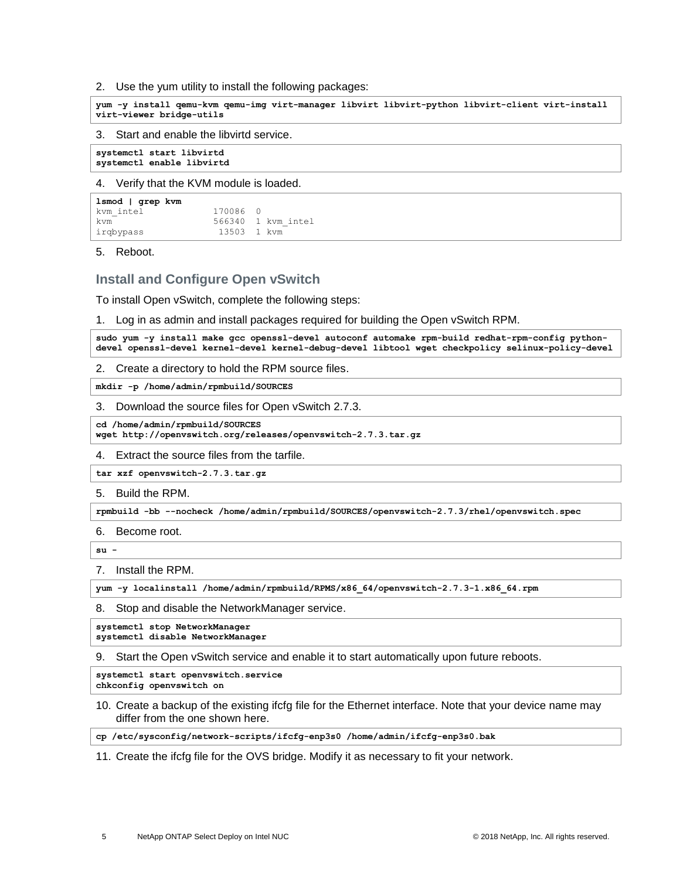2. Use the yum utility to install the following packages:

```
yum -y install qemu-kvm qemu-img virt-manager libvirt libvirt-python libvirt-client virt-install virt-viewer bridge-utils
```

3. Start and enable the libvirtd service.

```
systemctl start libvirtd
systemctl enable libvirtd
```

4. Verify that the KVM module is loaded.

```
lsmod | grep kvm
kvm_intel             170086  0
kvm                   566340  1 kvm_intel
irqbypass              13503  1 kvm
```

5. Reboot.

## Install and Configure Open vSwitch

To install Open vSwitch, complete the following steps:

1. Log in as admin and install packages required for building the Open vSwitch RPM.

```
sudo yum -y install make gcc openssl-devel autoconf automake rpm-build redhat-rpm-config python-devel openssl-devel kernel-devel kernel-debug-devel libtool wget checkpolicy selinux-policy-devel
```

2. Create a directory to hold the RPM source files.

```
mkdir -p /home/admin/rpmbuild/SOURCES
```

3. Download the source files for Open vSwitch 2.7.3.

```
cd /home/admin/rpmbuild/SOURCES
wget http://openvswitch.org/releases/openvswitch-2.7.3.tar.gz
```

4. Extract the source files from the tarfile.

```
tar xzf openvswitch-2.7.3.tar.gz
```

5. Build the RPM.

```
rpmbuild -bb --nocheck /home/admin/rpmbuild/SOURCES/openvswitch-2.7.3/rhel/openvswitch.spec
```

6. Become root.

```
su -
```

7. Install the RPM.

```
yum -y localinstall /home/admin/rpmbuild/RPMS/x86_64/openvswitch-2.7.3-1.x86_64.rpm
```

8. Stop and disable the NetworkManager service.

```
systemctl stop NetworkManager
systemctl disable NetworkManager
```

9. Start the Open vSwitch service and enable it to start automatically upon future reboots.

```
systemctl start openvswitch.service
chkconfig openvswitch on
```

10. Create a backup of the existing ifcfg file for the Ethernet interface. Note that your device name may differ from the one shown here.

```
cp /etc/sysconfig/network-scripts/ifcfg-enp3s0 /home/admin/ifcfg-enp3s0.bak
```

11. Create the ifcfg file for the OVS bridge. Modify it as necessary to fit your network.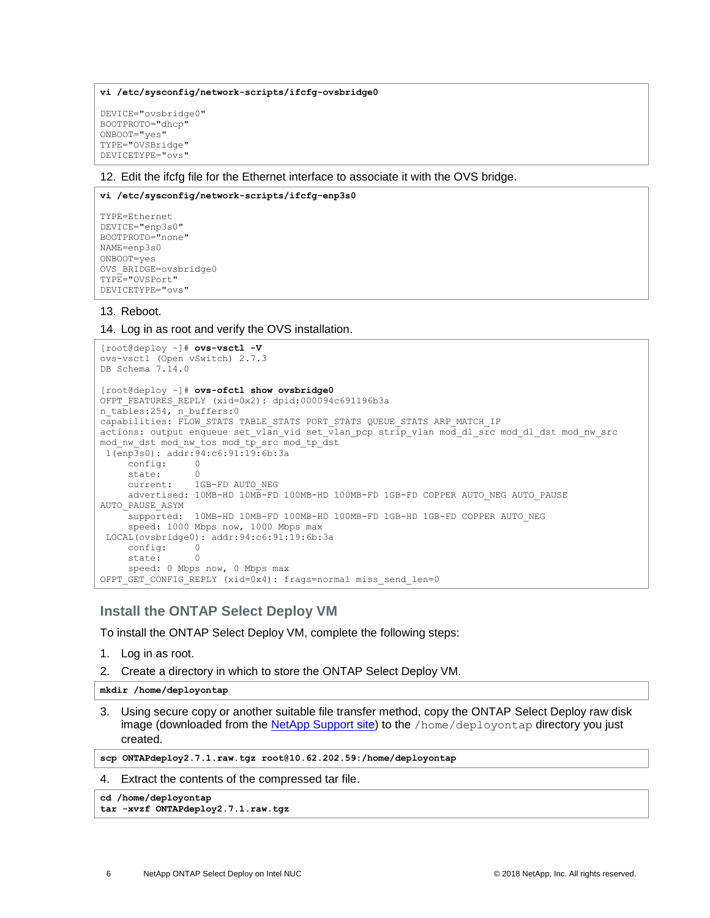```
vi /etc/sysconfig/network-scripts/ifcfg-ovsbridge0

DEVICE="ovsbridge0"
BOOTPROTO="dhcp"
ONBOOT="yes"
TYPE="OVSBridge"
DEVICETYPE="ovs"
```

12. Edit the ifcfg file for the Ethernet interface to associate it with the OVS bridge.

```
vi /etc/sysconfig/network-scripts/ifcfg-enp3s0

TYPE=Ethernet
DEVICE="enp3s0"
BOOTPROTO="none"
NAME=enp3s0
ONBOOT=yes
OVS_BRIDGE=ovsbridge0
TYPE="OVSPort"
DEVICETYPE="ovs"
```

13. Reboot.
14. Log in as root and verify the OVS installation.

```
[root@deploy ~]# ovs-vsctl -V
ovs-vsctl (Open vSwitch) 2.7.3
DB Schema 7.14.0

[root@deploy ~]# ovs-ofctl show ovsbridge0
OFPT_FEATURES_REPLY (xid=0x2): dpid:000094c691196b3a
n_tables:254, n_buffers:0
capabilities: FLOW_STATS TABLE_STATS PORT_STATS QUEUE_STATS ARP_MATCH_IP
actions: output enqueue set_vlan_vid set_vlan_pcp strip_vlan mod_dl_src mod_dl_dst mod_nw_src
mod_nw_dst mod_nw_tos mod_tp_src mod_tp_dst
 1(enp3s0): addr:94:c6:91:19:6b:3a
     config:     0
     state:      0
     current:    1GB-FD AUTO_NEG
     advertised: 10MB-HD 10MB-FD 100MB-HD 100MB-FD 1GB-FD COPPER AUTO_NEG AUTO_PAUSE
AUTO_PAUSE_ASYM
     supported:  10MB-HD 10MB-FD 100MB-HD 100MB-FD 1GB-HD 1GB-FD COPPER AUTO_NEG
     speed: 1000 Mbps now, 1000 Mbps max
 LOCAL(ovsbridge0): addr:94:c6:91:19:6b:3a
     config:     0
     state:      0
     speed: 0 Mbps now, 0 Mbps max
OFPT_GET_CONFIG_REPLY (xid=0x4): frags=normal miss_send_len=0
```

## Install the ONTAP Select Deploy VM

To install the ONTAP Select Deploy VM, complete the following steps:

1. Log in as root.
2. Create a directory in which to store the ONTAP Select Deploy VM.

```
mkdir /home/deployontap
```

3. Using secure copy or another suitable file transfer method, copy the ONTAP Select Deploy raw disk image (downloaded from the NetApp Support site) to the `/home/deployontap` directory you just created.

```
scp ONTAPdeploy2.7.1.raw.tgz root@10.62.202.59:/home/deployontap
```

4. Extract the contents of the compressed tar file.

```
cd /home/deployontap
tar -xvzf ONTAPdeploy2.7.1.raw.tgz
```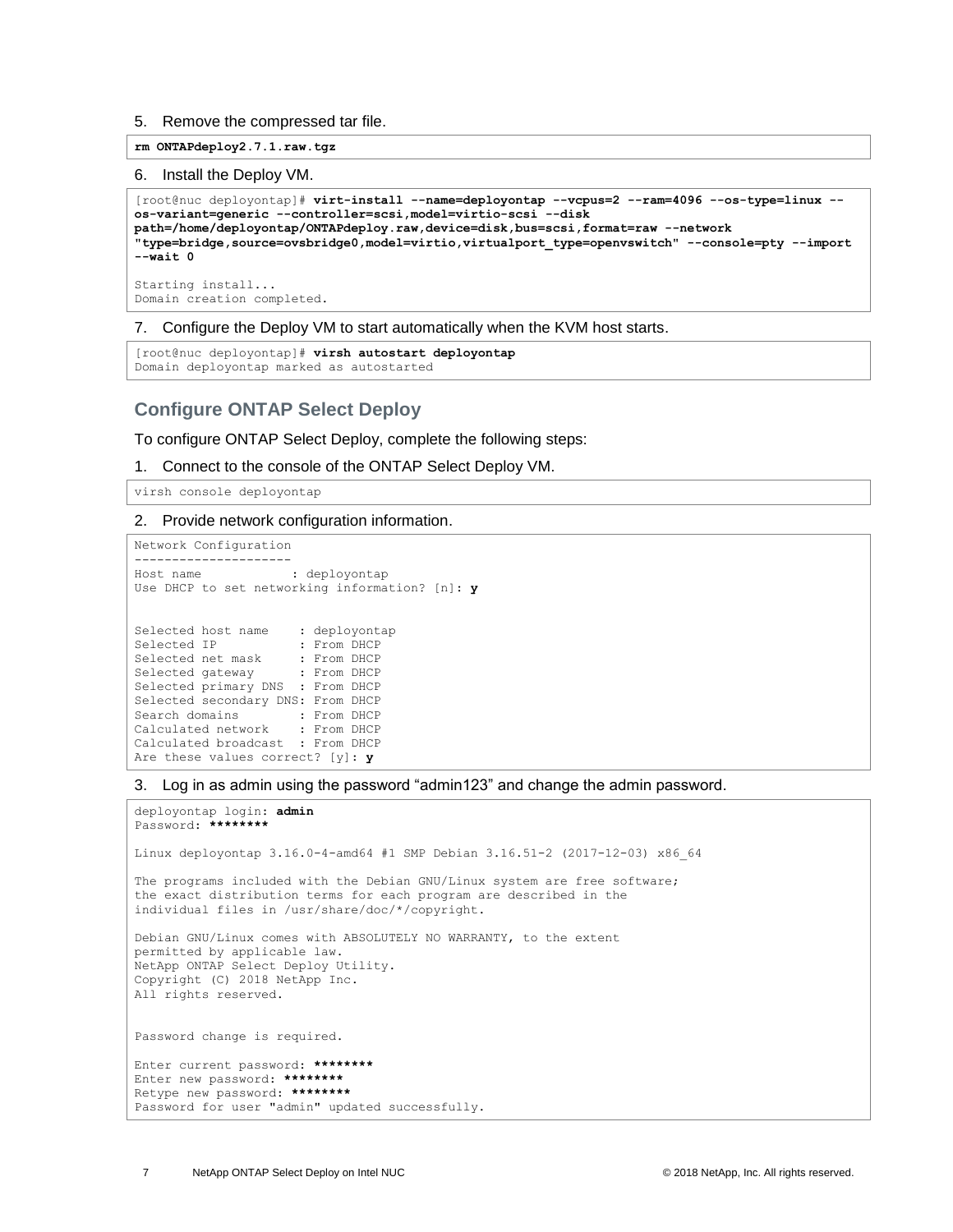5. Remove the compressed tar file.

```
rm ONTAPdeploy2.7.1.raw.tgz
```

6. Install the Deploy VM.

```
[root@nuc deployontap]# virt-install --name=deployontap --vcpus=2 --ram=4096 --os-type=linux --os-variant=generic --controller=scsi,model=virtio-scsi --disk path=/home/deployontap/ONTAPdeploy.raw,device=disk,bus=scsi,format=raw --network "type=bridge,source=ovsbridge0,model=virtio,virtualport_type=openvswitch" --console=pty --import --wait 0

Starting install...
Domain creation completed.
```

7. Configure the Deploy VM to start automatically when the KVM host starts.

```
[root@nuc deployontap]# virsh autostart deployontap
Domain deployontap marked as autostarted
```

## Configure ONTAP Select Deploy

To configure ONTAP Select Deploy, complete the following steps:

1. Connect to the console of the ONTAP Select Deploy VM.

```
virsh console deployontap
```

2. Provide network configuration information.

```
Network Configuration
---------------------
Host name            : deployontap
Use DHCP to set networking information? [n]: y


Selected host name    : deployontap
Selected IP           : From DHCP
Selected net mask     : From DHCP
Selected gateway      : From DHCP
Selected primary DNS  : From DHCP
Selected secondary DNS: From DHCP
Search domains        : From DHCP
Calculated network    : From DHCP
Calculated broadcast  : From DHCP
Are these values correct? [y]: y
```

3. Log in as admin using the password "admin123" and change the admin password.

```
deployontap login: admin
Password: ********

Linux deployontap 3.16.0-4-amd64 #1 SMP Debian 3.16.51-2 (2017-12-03) x86_64

The programs included with the Debian GNU/Linux system are free software;
the exact distribution terms for each program are described in the
individual files in /usr/share/doc/*/copyright.

Debian GNU/Linux comes with ABSOLUTELY NO WARRANTY, to the extent
permitted by applicable law.
NetApp ONTAP Select Deploy Utility.
Copyright (C) 2018 NetApp Inc.
All rights reserved.


Password change is required.

Enter current password: ********
Enter new password: ********
Retype new password: ********
Password for user "admin" updated successfully.
```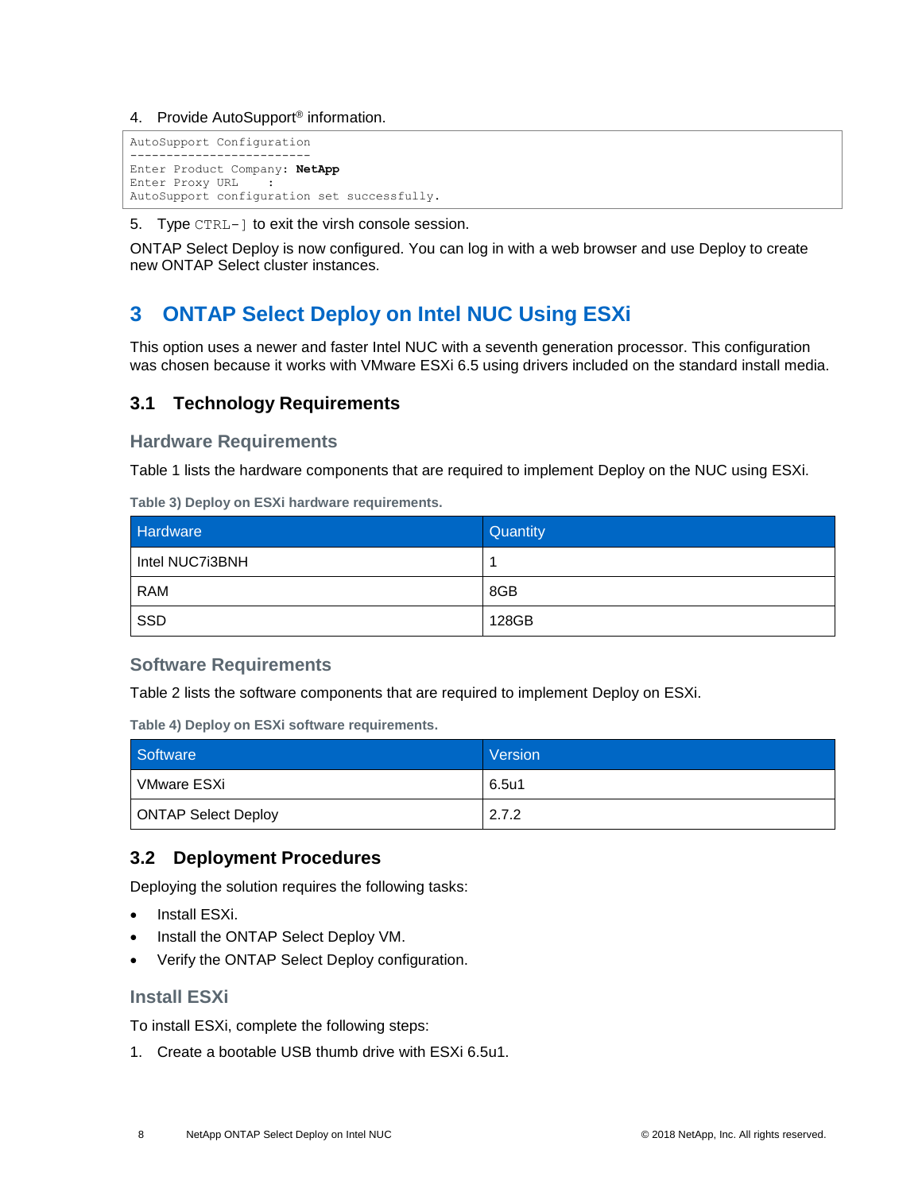4. Provide AutoSupport® information.

```
AutoSupport Configuration
-------------------------
Enter Product Company: NetApp
Enter Proxy URL     :
AutoSupport configuration set successfully.
```

5. Type `CTRL-]` to exit the virsh console session.

ONTAP Select Deploy is now configured. You can log in with a web browser and use Deploy to create new ONTAP Select cluster instances.

# 3 ONTAP Select Deploy on Intel NUC Using ESXi

This option uses a newer and faster Intel NUC with a seventh generation processor. This configuration was chosen because it works with VMware ESXi 6.5 using drivers included on the standard install media.

## 3.1 Technology Requirements

### Hardware Requirements

Table 1 lists the hardware components that are required to implement Deploy on the NUC using ESXi.

**Table 3) Deploy on ESXi hardware requirements.**

| Hardware | Quantity |
| --- | --- |
| Intel NUC7i3BNH | 1 |
| RAM | 8GB |
| SSD | 128GB |

### Software Requirements

Table 2 lists the software components that are required to implement Deploy on ESXi.

**Table 4) Deploy on ESXi software requirements.**

| Software | Version |
| --- | --- |
| VMware ESXi | 6.5u1 |
| ONTAP Select Deploy | 2.7.2 |

## 3.2 Deployment Procedures

Deploying the solution requires the following tasks:

- Install ESXi.
- Install the ONTAP Select Deploy VM.
- Verify the ONTAP Select Deploy configuration.

### Install ESXi

To install ESXi, complete the following steps:

1. Create a bootable USB thumb drive with ESXi 6.5u1.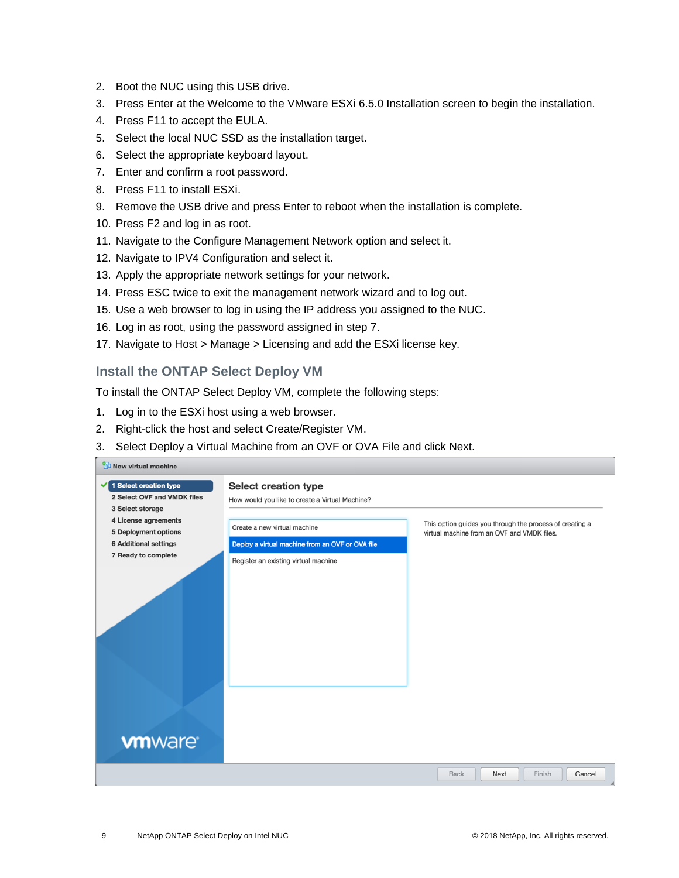2. Boot the NUC using this USB drive.
3. Press Enter at the Welcome to the VMware ESXi 6.5.0 Installation screen to begin the installation.
4. Press F11 to accept the EULA.
5. Select the local NUC SSD as the installation target.
6. Select the appropriate keyboard layout.
7. Enter and confirm a root password.
8. Press F11 to install ESXi.
9. Remove the USB drive and press Enter to reboot when the installation is complete.
10. Press F2 and log in as root.
11. Navigate to the Configure Management Network option and select it.
12. Navigate to IPV4 Configuration and select it.
13. Apply the appropriate network settings for your network.
14. Press ESC twice to exit the management network wizard and to log out.
15. Use a web browser to log in using the IP address you assigned to the NUC.
16. Log in as root, using the password assigned in step 7.
17. Navigate to Host > Manage > Licensing and add the ESXi license key.

## Install the ONTAP Select Deploy VM

To install the ONTAP Select Deploy VM, complete the following steps:

1. Log in to the ESXi host using a web browser.
2. Right-click the host and select Create/Register VM.
3. Select Deploy a Virtual Machine from an OVF or OVA File and click Next.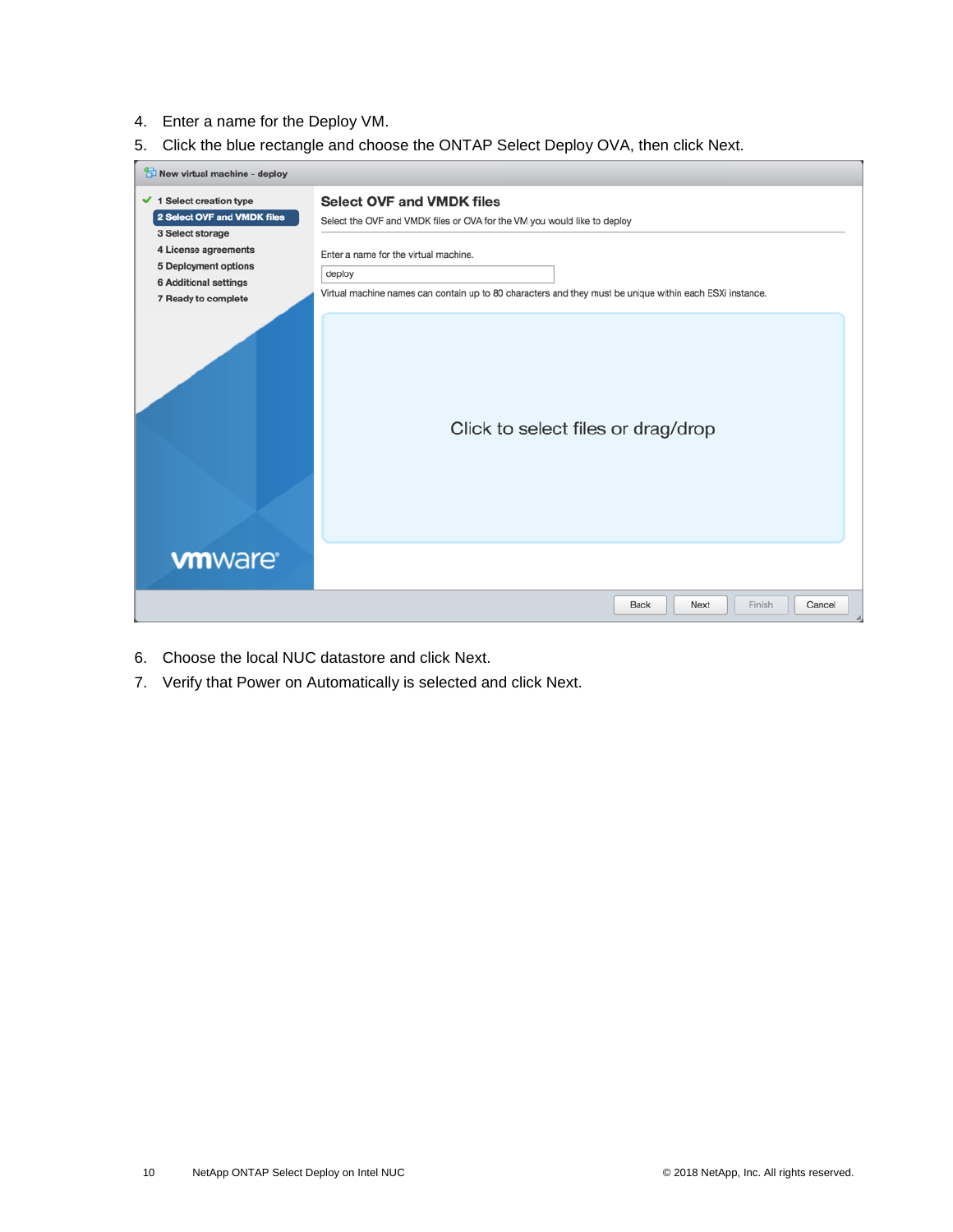4. Enter a name for the Deploy VM.
5. Click the blue rectangle and choose the ONTAP Select Deploy OVA, then click Next.

6. Choose the local NUC datastore and click Next.
7. Verify that Power on Automatically is selected and click Next.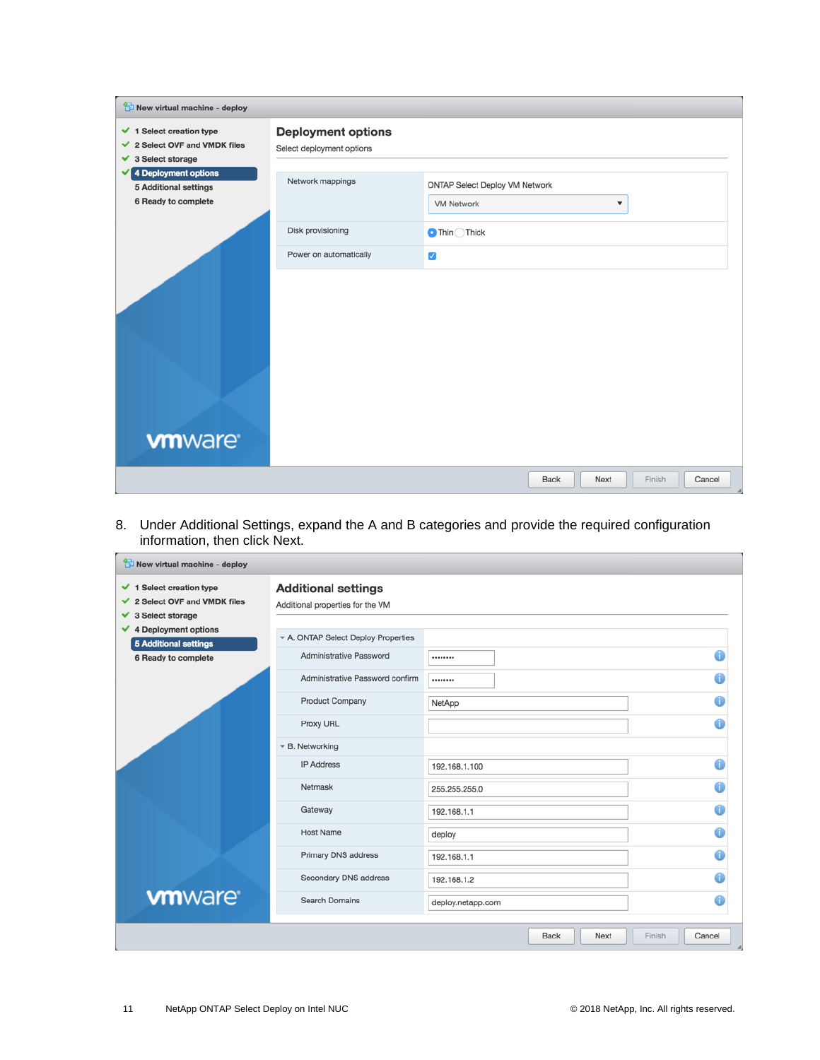**New virtual machine - deploy**

- ✔ 1 Select creation type
- ✔ 2 Select OVF and VMDK files
- ✔ 3 Select storage
- ✔ **4 Deployment options**
- 5 Additional settings
- 6 Ready to complete

**Deployment options**

Select deployment options

| | |
|---|---|
| Network mappings | ONTAP Select Deploy VM Network: VM Network |
| Disk provisioning | (●) Thin ( ) Thick |
| Power on automatically | ☑ |

Back | Next | Finish | Cancel

8. Under Additional Settings, expand the A and B categories and provide the required configuration information, then click Next.

**New virtual machine - deploy**

- ✔ 1 Select creation type
- ✔ 2 Select OVF and VMDK files
- ✔ 3 Select storage
- ✔ 4 Deployment options
- **5 Additional settings**
- 6 Ready to complete

**Additional settings**

Additional properties for the VM

| Property | Value |
|---|---|
| **A. ONTAP Select Deploy Properties** | |
| Administrative Password | •••••••• |
| Administrative Password confirm | •••••••• |
| Product Company | NetApp |
| Proxy URL | |
| **B. Networking** | |
| IP Address | 192.168.1.100 |
| Netmask | 255.255.255.0 |
| Gateway | 192.168.1.1 |
| Host Name | deploy |
| Primary DNS address | 192.168.1.1 |
| Secondary DNS address | 192.168.1.2 |
| Search Domains | deploy.netapp.com |

Back | Next | Finish | Cancel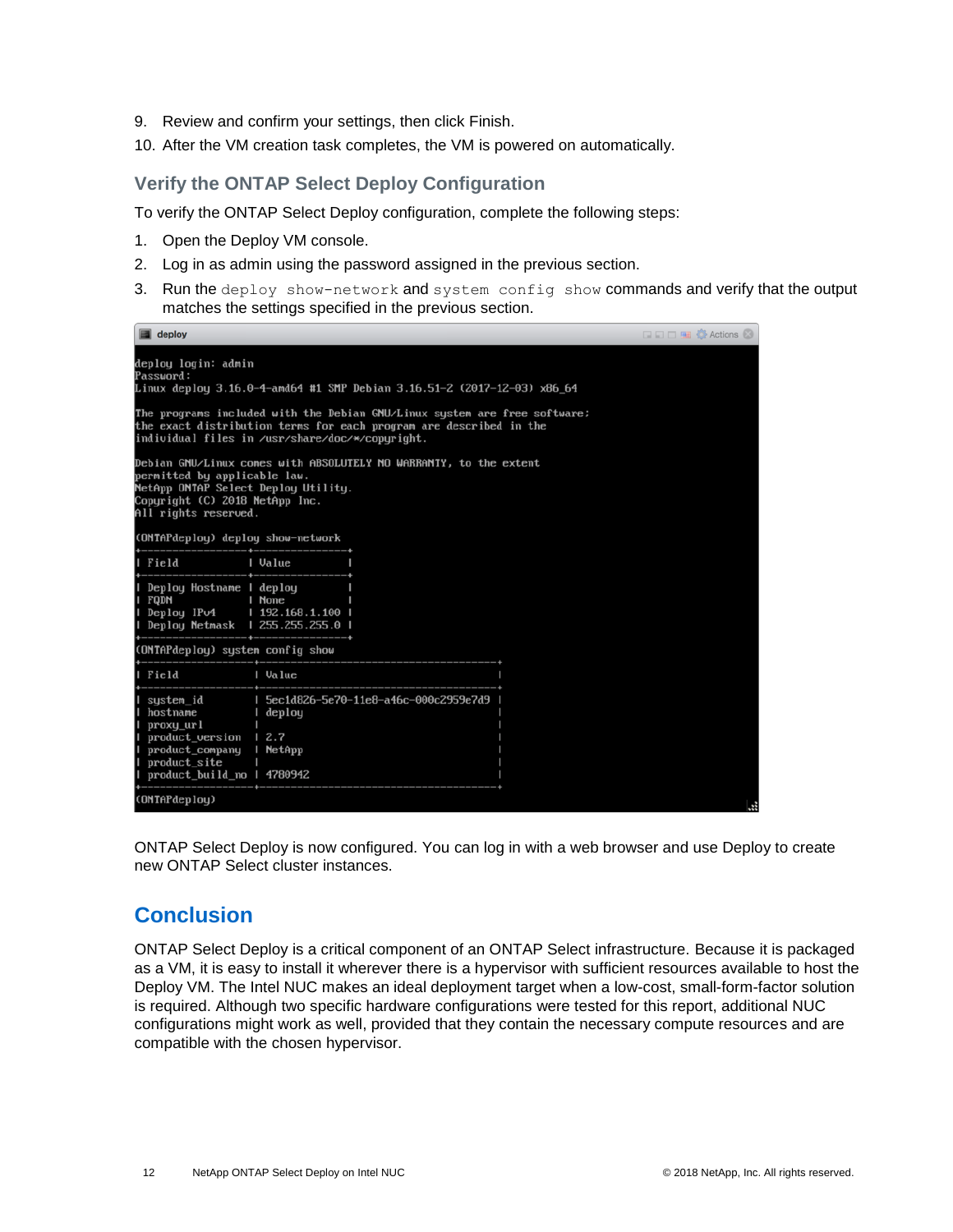9. Review and confirm your settings, then click Finish.
10. After the VM creation task completes, the VM is powered on automatically.

### Verify the ONTAP Select Deploy Configuration

To verify the ONTAP Select Deploy configuration, complete the following steps:

1. Open the Deploy VM console.
2. Log in as admin using the password assigned in the previous section.
3. Run the `deploy show-network` and `system config show` commands and verify that the output matches the settings specified in the previous section.

```
deploy login: admin
Password:
Linux deploy 3.16.0-4-amd64 #1 SMP Debian 3.16.51-2 (2017-12-03) x86_64

The programs included with the Debian GNU/Linux system are free software;
the exact distribution terms for each program are described in the
individual files in /usr/share/doc/*/copyright.

Debian GNU/Linux comes with ABSOLUTELY NO WARRANTY, to the extent
permitted by applicable law.
NetApp ONTAP Select Deploy Utility.
Copyright (C) 2018 NetApp Inc.
All rights reserved.

(ONTAPdeploy) deploy show-network
+-----------------+---------------+
| Field           | Value         |
+-----------------+---------------+
| Deploy Hostname | deploy        |
| FQDN            | None          |
| Deploy IPv4     | 192.168.1.100 |
| Deploy Netmask  | 255.255.255.0 |
+-----------------+---------------+
(ONTAPdeploy) system config show
+-----------------+--------------------------------------+
| Field           | Value                                |
+-----------------+--------------------------------------+
| system_id       | 5ec1d826-5e70-11e8-a46c-000c2959e7d9 |
| hostname        | deploy                               |
| proxy_url       |                                      |
| product_version | 2.7                                  |
| product_company | NetApp                               |
| product_site    |                                      |
| product_build_no| 4780942                              |
+-----------------+--------------------------------------+
(ONTAPdeploy)
```

ONTAP Select Deploy is now configured. You can log in with a web browser and use Deploy to create new ONTAP Select cluster instances.

## Conclusion

ONTAP Select Deploy is a critical component of an ONTAP Select infrastructure. Because it is packaged as a VM, it is easy to install it wherever there is a hypervisor with sufficient resources available to host the Deploy VM. The Intel NUC makes an ideal deployment target when a low-cost, small-form-factor solution is required. Although two specific hardware configurations were tested for this report, additional NUC configurations might work as well, provided that they contain the necessary compute resources and are compatible with the chosen hypervisor.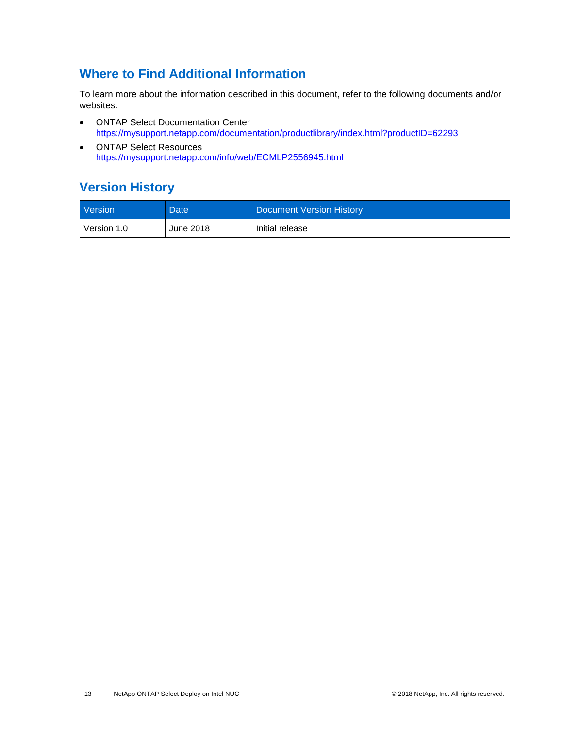## Where to Find Additional Information

To learn more about the information described in this document, refer to the following documents and/or websites:

- ONTAP Select Documentation Center
  https://mysupport.netapp.com/documentation/productlibrary/index.html?productID=62293
- ONTAP Select Resources
  https://mysupport.netapp.com/info/web/ECMLP2556945.html

## Version History

| Version | Date | Document Version History |
| --- | --- | --- |
| Version 1.0 | June 2018 | Initial release |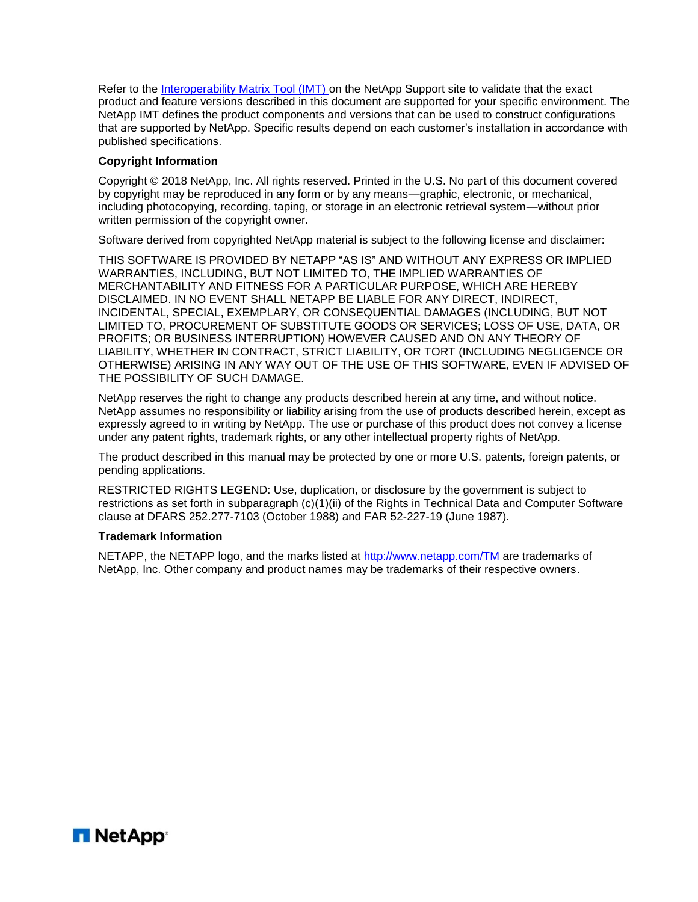Refer to the [Interoperability Matrix Tool (IMT)](#) on the NetApp Support site to validate that the exact product and feature versions described in this document are supported for your specific environment. The NetApp IMT defines the product components and versions that can be used to construct configurations that are supported by NetApp. Specific results depend on each customer's installation in accordance with published specifications.

**Copyright Information**

Copyright © 2018 NetApp, Inc. All rights reserved. Printed in the U.S. No part of this document covered by copyright may be reproduced in any form or by any means—graphic, electronic, or mechanical, including photocopying, recording, taping, or storage in an electronic retrieval system—without prior written permission of the copyright owner.

Software derived from copyrighted NetApp material is subject to the following license and disclaimer:

THIS SOFTWARE IS PROVIDED BY NETAPP "AS IS" AND WITHOUT ANY EXPRESS OR IMPLIED WARRANTIES, INCLUDING, BUT NOT LIMITED TO, THE IMPLIED WARRANTIES OF MERCHANTABILITY AND FITNESS FOR A PARTICULAR PURPOSE, WHICH ARE HEREBY DISCLAIMED. IN NO EVENT SHALL NETAPP BE LIABLE FOR ANY DIRECT, INDIRECT, INCIDENTAL, SPECIAL, EXEMPLARY, OR CONSEQUENTIAL DAMAGES (INCLUDING, BUT NOT LIMITED TO, PROCUREMENT OF SUBSTITUTE GOODS OR SERVICES; LOSS OF USE, DATA, OR PROFITS; OR BUSINESS INTERRUPTION) HOWEVER CAUSED AND ON ANY THEORY OF LIABILITY, WHETHER IN CONTRACT, STRICT LIABILITY, OR TORT (INCLUDING NEGLIGENCE OR OTHERWISE) ARISING IN ANY WAY OUT OF THE USE OF THIS SOFTWARE, EVEN IF ADVISED OF THE POSSIBILITY OF SUCH DAMAGE.

NetApp reserves the right to change any products described herein at any time, and without notice. NetApp assumes no responsibility or liability arising from the use of products described herein, except as expressly agreed to in writing by NetApp. The use or purchase of this product does not convey a license under any patent rights, trademark rights, or any other intellectual property rights of NetApp.

The product described in this manual may be protected by one or more U.S. patents, foreign patents, or pending applications.

RESTRICTED RIGHTS LEGEND: Use, duplication, or disclosure by the government is subject to restrictions as set forth in subparagraph (c)(1)(ii) of the Rights in Technical Data and Computer Software clause at DFARS 252.277-7103 (October 1988) and FAR 52-227-19 (June 1987).

**Trademark Information**

NETAPP, the NETAPP logo, and the marks listed at [http://www.netapp.com/TM](http://www.netapp.com/TM) are trademarks of NetApp, Inc. Other company and product names may be trademarks of their respective owners.

NetApp